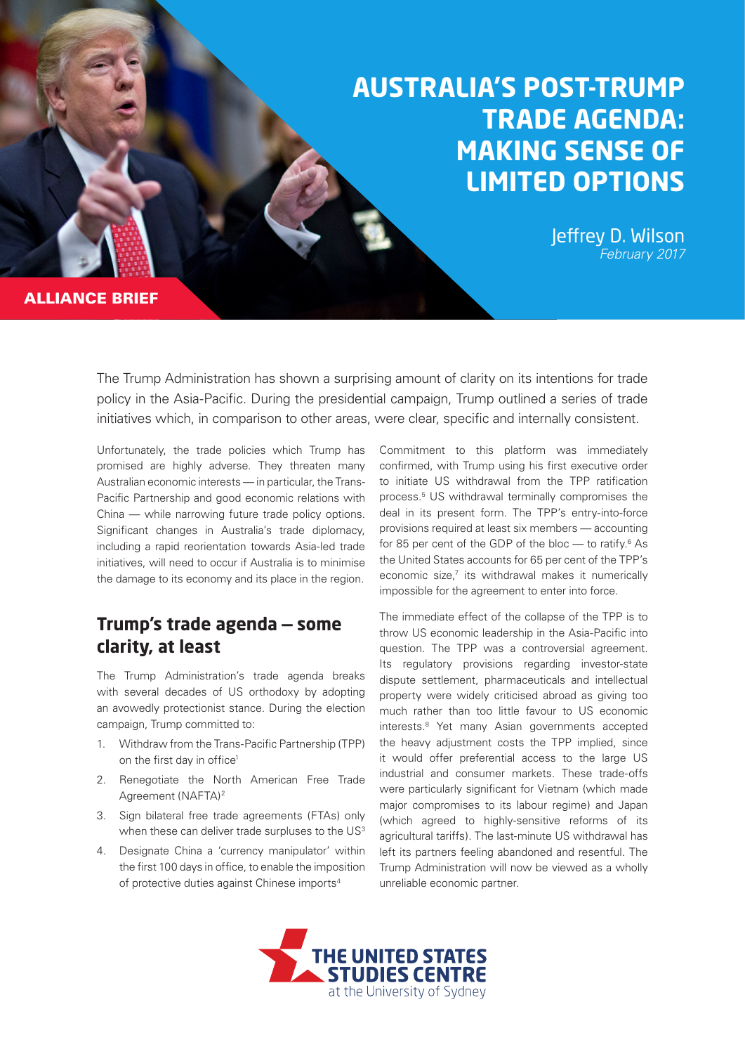ALLIANCE BRIEF

# AUSTRALIA'S POST-TRUMP TRADE AGENDA: MAKING SENSE OF LIMITED OPTIONS

Jeffrey D. Wilson

*February 2017*

The Trump Administration has shown a surprising amount of clarity on its intentions for trade policy in the Asia-Pacific. During the presidential campaign, Trump outlined a series of trade initiatives which, in comparison to other areas, were clear, specific and internally consistent.

Unfortunately, the trade policies which Trump has promised are highly adverse. They threaten many Australian economic interests — in particular, the Trans-Pacific Partnership and good economic relations with China — while narrowing future trade policy options. Significant changes in Australia's trade diplomacy, including a rapid reorientation towards Asia-led trade initiatives, will need to occur if Australia is to minimise the damage to its economy and its place in the region.

## Trump's trade agenda – some clarity, at least

The Trump Administration's trade agenda breaks with several decades of US orthodoxy by adopting an avowedly protectionist stance. During the election campaign, Trump committed to:

1. Withdraw from the Trans-Pacific Partnership (TPP) on the first day in office[1]
2. Renegotiate the North American Free Trade Agreement (NAFTA)[2]
3. Sign bilateral free trade agreements (FTAs) only when these can deliver trade surpluses to the US[3]
4. Designate China a 'currency manipulator' within the first 100 days in office, to enable the imposition of protective duties against Chinese imports[4]

Commitment to this platform was immediately confirmed, with Trump using his first executive order to initiate US withdrawal from the TPP ratification process.[5] US withdrawal terminally compromises the deal in its present form. The TPP's entry-into-force provisions required at least six members — accounting for 85 per cent of the GDP of the bloc — to ratify.[6] As the United States accounts for 65 per cent of the TPP's economic size,[7] its withdrawal makes it numerically impossible for the agreement to enter into force.

The immediate effect of the collapse of the TPP is to throw US economic leadership in the Asia-Pacific into question. The TPP was a controversial agreement. Its regulatory provisions regarding investor-state dispute settlement, pharmaceuticals and intellectual property were widely criticised abroad as giving too much rather than too little favour to US economic interests.[8] Yet many Asian governments accepted the heavy adjustment costs the TPP implied, since it would offer preferential access to the large US industrial and consumer markets. These trade-offs were particularly significant for Vietnam (which made major compromises to its labour regime) and Japan (which agreed to highly-sensitive reforms of its agricultural tariffs). The last-minute US withdrawal has left its partners feeling abandoned and resentful. The Trump Administration will now be viewed as a wholly unreliable economic partner.

THE UNITED STATES STUDIES CENTRE at the University of Sydney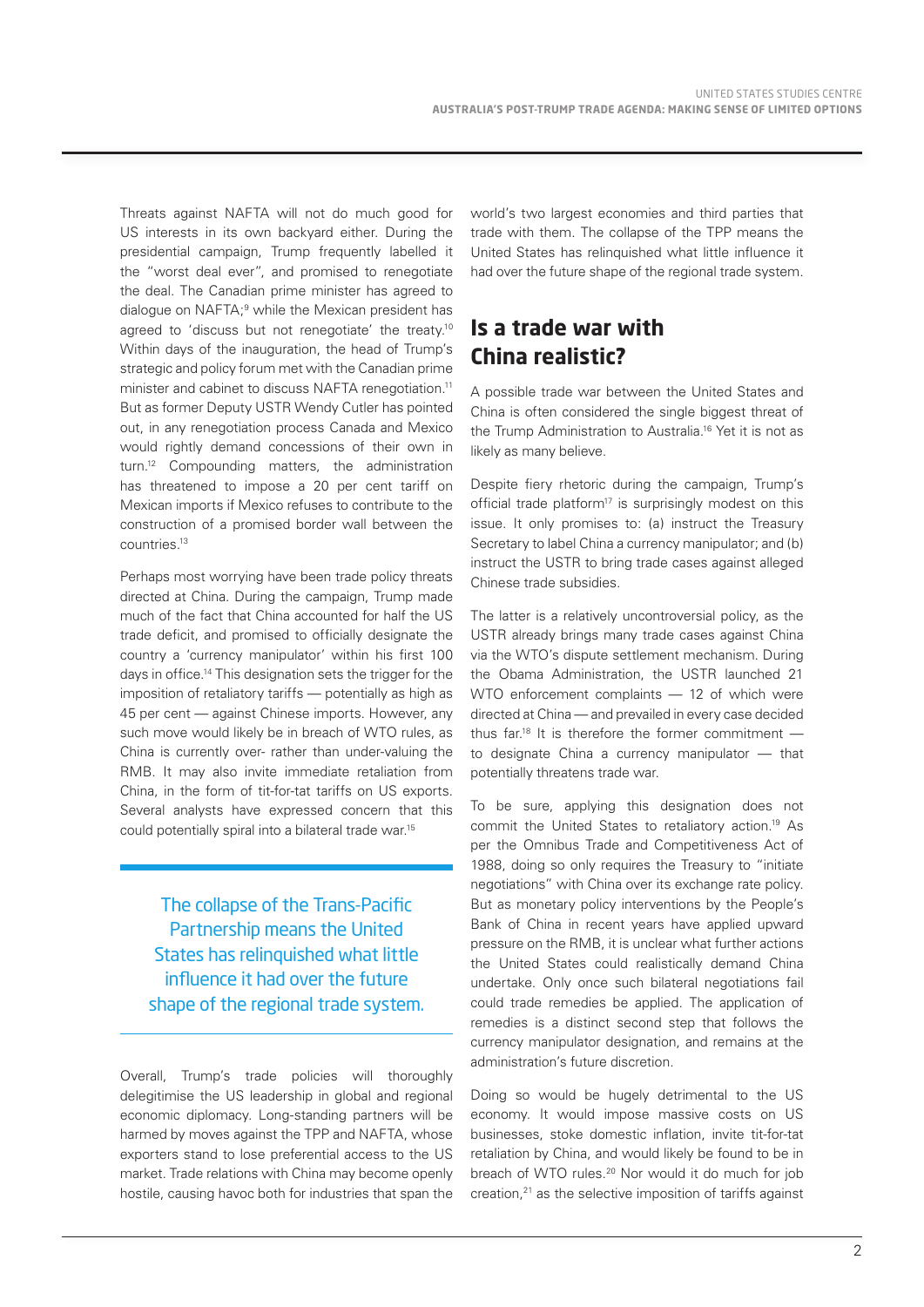Threats against NAFTA will not do much good for US interests in its own backyard either. During the presidential campaign, Trump frequently labelled it the "worst deal ever", and promised to renegotiate the deal. The Canadian prime minister has agreed to dialogue on NAFTA;[9] while the Mexican president has agreed to 'discuss but not renegotiate' the treaty.[10] Within days of the inauguration, the head of Trump's strategic and policy forum met with the Canadian prime minister and cabinet to discuss NAFTA renegotiation.[11] But as former Deputy USTR Wendy Cutler has pointed out, in any renegotiation process Canada and Mexico would rightly demand concessions of their own in turn.[12] Compounding matters, the administration has threatened to impose a 20 per cent tariff on Mexican imports if Mexico refuses to contribute to the construction of a promised border wall between the countries.[13]

Perhaps most worrying have been trade policy threats directed at China. During the campaign, Trump made much of the fact that China accounted for half the US trade deficit, and promised to officially designate the country a 'currency manipulator' within his first 100 days in office.[14] This designation sets the trigger for the imposition of retaliatory tariffs — potentially as high as 45 per cent — against Chinese imports. However, any such move would likely be in breach of WTO rules, as China is currently over- rather than under-valuing the RMB. It may also invite immediate retaliation from China, in the form of tit-for-tat tariffs on US exports. Several analysts have expressed concern that this could potentially spiral into a bilateral trade war.[15]

> The collapse of the Trans-Pacific Partnership means the United States has relinquished what little influence it had over the future shape of the regional trade system.

Overall, Trump's trade policies will thoroughly delegitimise the US leadership in global and regional economic diplomacy. Long-standing partners will be harmed by moves against the TPP and NAFTA, whose exporters stand to lose preferential access to the US market. Trade relations with China may become openly hostile, causing havoc both for industries that span the world's two largest economies and third parties that trade with them. The collapse of the TPP means the United States has relinquished what little influence it had over the future shape of the regional trade system.

## Is a trade war with China realistic?

A possible trade war between the United States and China is often considered the single biggest threat of the Trump Administration to Australia.[16] Yet it is not as likely as many believe.

Despite fiery rhetoric during the campaign, Trump's official trade platform[17] is surprisingly modest on this issue. It only promises to: (a) instruct the Treasury Secretary to label China a currency manipulator; and (b) instruct the USTR to bring trade cases against alleged Chinese trade subsidies.

The latter is a relatively uncontroversial policy, as the USTR already brings many trade cases against China via the WTO's dispute settlement mechanism. During the Obama Administration, the USTR launched 21 WTO enforcement complaints — 12 of which were directed at China — and prevailed in every case decided thus far.[18] It is therefore the former commitment — to designate China a currency manipulator — that potentially threatens trade war.

To be sure, applying this designation does not commit the United States to retaliatory action.[19] As per the Omnibus Trade and Competitiveness Act of 1988, doing so only requires the Treasury to "initiate negotiations" with China over its exchange rate policy. But as monetary policy interventions by the People's Bank of China in recent years have applied upward pressure on the RMB, it is unclear what further actions the United States could realistically demand China undertake. Only once such bilateral negotiations fail could trade remedies be applied. The application of remedies is a distinct second step that follows the currency manipulator designation, and remains at the administration's future discretion.

Doing so would be hugely detrimental to the US economy. It would impose massive costs on US businesses, stoke domestic inflation, invite tit-for-tat retaliation by China, and would likely be found to be in breach of WTO rules.[20] Nor would it do much for job creation,[21] as the selective imposition of tariffs against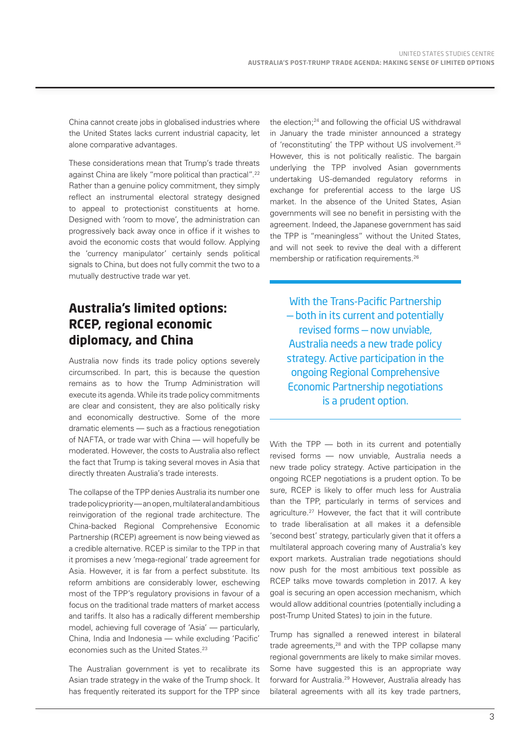China cannot create jobs in globalised industries where the United States lacks current industrial capacity, let alone comparative advantages.

These considerations mean that Trump's trade threats against China are likely "more political than practical".[22] Rather than a genuine policy commitment, they simply reflect an instrumental electoral strategy designed to appeal to protectionist constituents at home. Designed with 'room to move', the administration can progressively back away once in office if it wishes to avoid the economic costs that would follow. Applying the 'currency manipulator' certainly sends political signals to China, but does not fully commit the two to a mutually destructive trade war yet.

## Australia's limited options: RCEP, regional economic diplomacy, and China

Australia now finds its trade policy options severely circumscribed. In part, this is because the question remains as to how the Trump Administration will execute its agenda. While its trade policy commitments are clear and consistent, they are also politically risky and economically destructive. Some of the more dramatic elements — such as a fractious renegotiation of NAFTA, or trade war with China — will hopefully be moderated. However, the costs to Australia also reflect the fact that Trump is taking several moves in Asia that directly threaten Australia's trade interests.

The collapse of the TPP denies Australia its number one trade policy priority — an open, multilateral and ambitious reinvigoration of the regional trade architecture. The China-backed Regional Comprehensive Economic Partnership (RCEP) agreement is now being viewed as a credible alternative. RCEP is similar to the TPP in that it promises a new 'mega-regional' trade agreement for Asia. However, it is far from a perfect substitute. Its reform ambitions are considerably lower, eschewing most of the TPP's regulatory provisions in favour of a focus on the traditional trade matters of market access and tariffs. It also has a radically different membership model, achieving full coverage of 'Asia' — particularly, China, India and Indonesia — while excluding 'Pacific' economies such as the United States.[23]

The Australian government is yet to recalibrate its Asian trade strategy in the wake of the Trump shock. It has frequently reiterated its support for the TPP since the election;[24] and following the official US withdrawal in January the trade minister announced a strategy of 'reconstituting' the TPP without US involvement.[25] However, this is not politically realistic. The bargain underlying the TPP involved Asian governments undertaking US-demanded regulatory reforms in exchange for preferential access to the large US market. In the absence of the United States, Asian governments will see no benefit in persisting with the agreement. Indeed, the Japanese government has said the TPP is "meaningless" without the United States, and will not seek to revive the deal with a different membership or ratification requirements.[26]

> With the Trans-Pacific Partnership — both in its current and potentially revised forms — now unviable, Australia needs a new trade policy strategy. Active participation in the ongoing Regional Comprehensive Economic Partnership negotiations is a prudent option.

With the TPP — both in its current and potentially revised forms — now unviable, Australia needs a new trade policy strategy. Active participation in the ongoing RCEP negotiations is a prudent option. To be sure, RCEP is likely to offer much less for Australia than the TPP, particularly in terms of services and agriculture.[27] However, the fact that it will contribute to trade liberalisation at all makes it a defensible 'second best' strategy, particularly given that it offers a multilateral approach covering many of Australia's key export markets. Australian trade negotiations should now push for the most ambitious text possible as RCEP talks move towards completion in 2017. A key goal is securing an open accession mechanism, which would allow additional countries (potentially including a post-Trump United States) to join in the future.

Trump has signalled a renewed interest in bilateral trade agreements,[28] and with the TPP collapse many regional governments are likely to make similar moves. Some have suggested this is an appropriate way forward for Australia.[29] However, Australia already has bilateral agreements with all its key trade partners,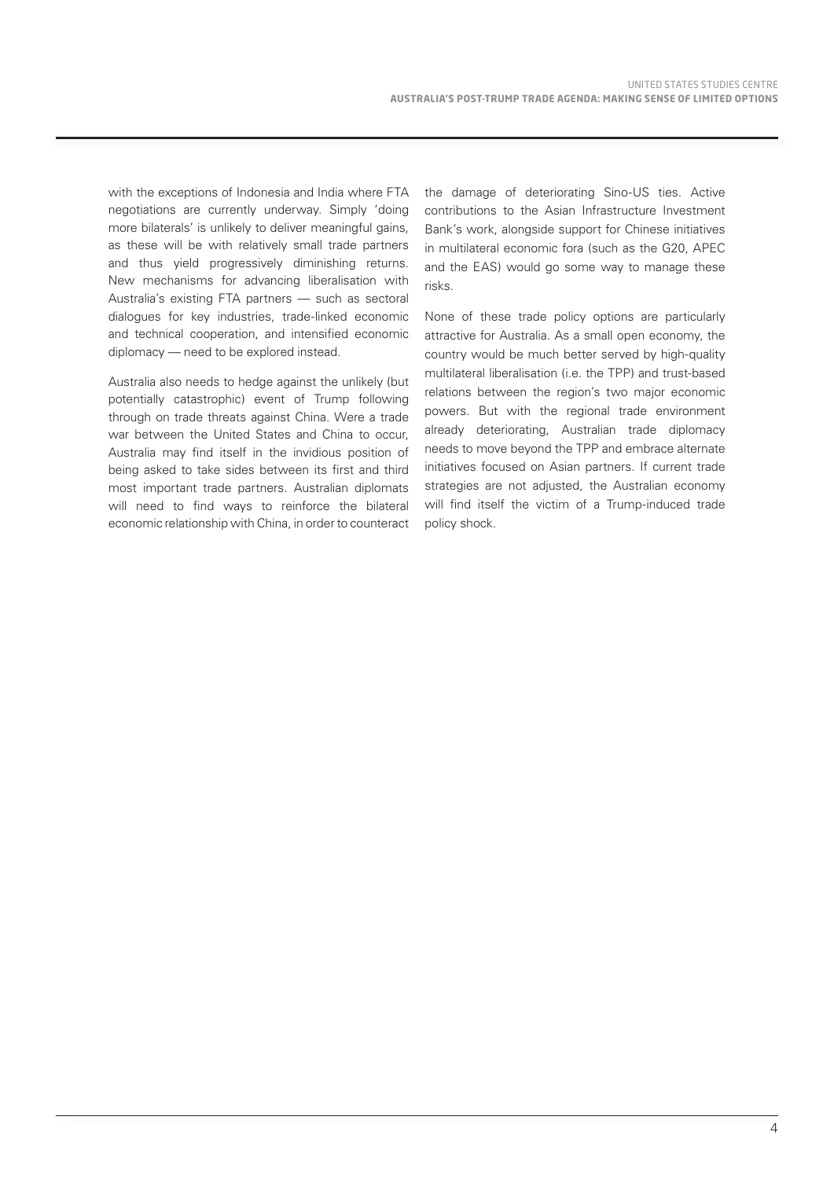with the exceptions of Indonesia and India where FTA negotiations are currently underway. Simply 'doing more bilaterals' is unlikely to deliver meaningful gains, as these will be with relatively small trade partners and thus yield progressively diminishing returns. New mechanisms for advancing liberalisation with Australia's existing FTA partners — such as sectoral dialogues for key industries, trade-linked economic and technical cooperation, and intensified economic diplomacy — need to be explored instead.

Australia also needs to hedge against the unlikely (but potentially catastrophic) event of Trump following through on trade threats against China. Were a trade war between the United States and China to occur, Australia may find itself in the invidious position of being asked to take sides between its first and third most important trade partners. Australian diplomats will need to find ways to reinforce the bilateral economic relationship with China, in order to counteract the damage of deteriorating Sino-US ties. Active contributions to the Asian Infrastructure Investment Bank's work, alongside support for Chinese initiatives in multilateral economic fora (such as the G20, APEC and the EAS) would go some way to manage these risks.

None of these trade policy options are particularly attractive for Australia. As a small open economy, the country would be much better served by high-quality multilateral liberalisation (i.e. the TPP) and trust-based relations between the region's two major economic powers. But with the regional trade environment already deteriorating, Australian trade diplomacy needs to move beyond the TPP and embrace alternate initiatives focused on Asian partners. If current trade strategies are not adjusted, the Australian economy will find itself the victim of a Trump-induced trade policy shock.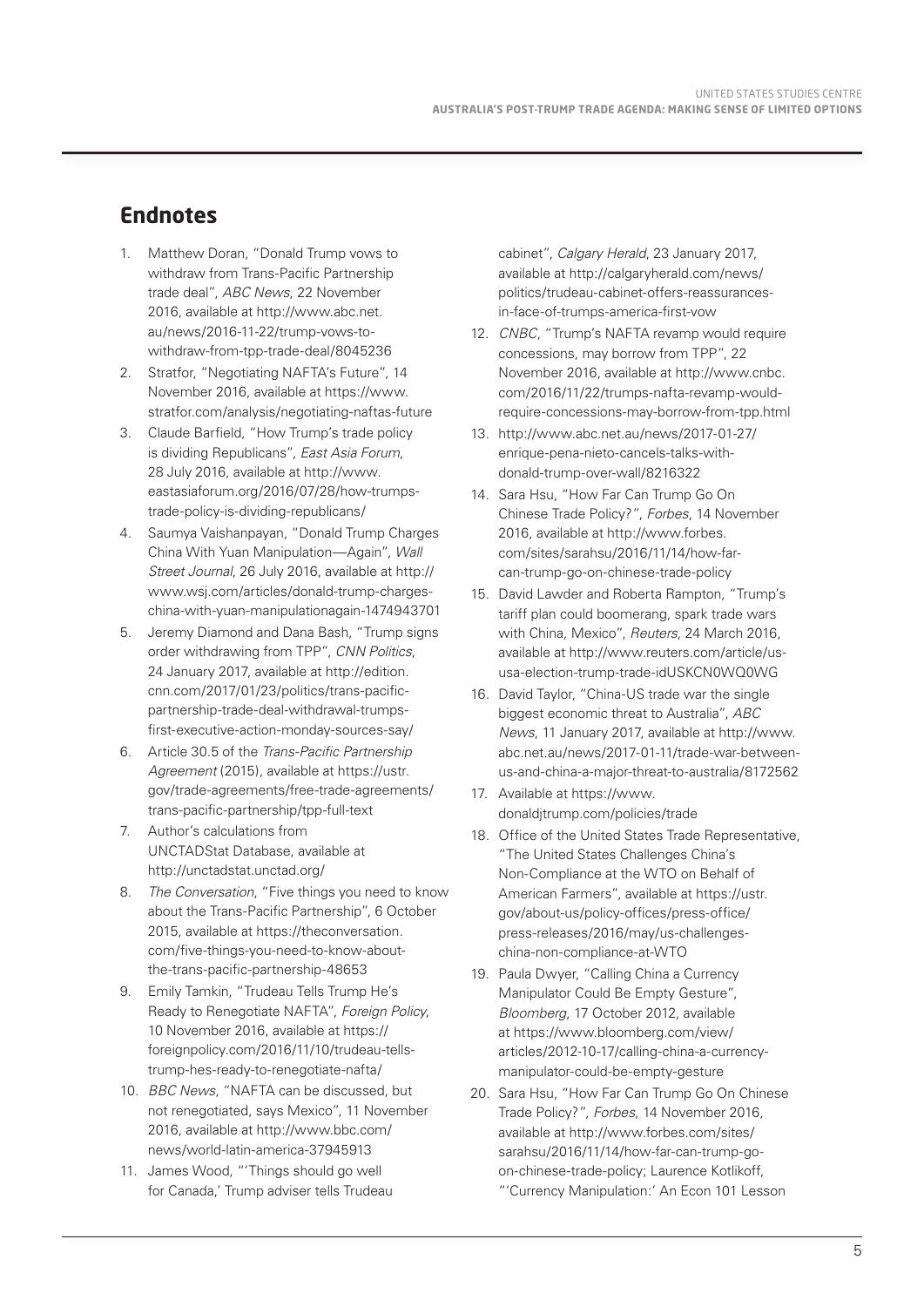## Endnotes

1. Matthew Doran, "Donald Trump vows to withdraw from Trans-Pacific Partnership trade deal", *ABC News*, 22 November 2016, available at http://www.abc.net.au/news/2016-11-22/trump-vows-to-withdraw-from-tpp-trade-deal/8045236
2. Stratfor, "Negotiating NAFTA's Future", 14 November 2016, available at https://www.stratfor.com/analysis/negotiating-naftas-future
3. Claude Barfield, "How Trump's trade policy is dividing Republicans", *East Asia Forum*, 28 July 2016, available at http://www.eastasiaforum.org/2016/07/28/how-trumps-trade-policy-is-dividing-republicans/
4. Saumya Vaishanpayan, "Donald Trump Charges China With Yuan Manipulation—Again", *Wall Street Journal*, 26 July 2016, available at http://www.wsj.com/articles/donald-trump-charges-china-with-yuan-manipulationagain-1474943701
5. Jeremy Diamond and Dana Bash, "Trump signs order withdrawing from TPP", *CNN Politics*, 24 January 2017, available at http://edition.cnn.com/2017/01/23/politics/trans-pacific-partnership-trade-deal-withdrawal-trumps-first-executive-action-monday-sources-say/
6. Article 30.5 of the *Trans-Pacific Partnership Agreement* (2015), available at https://ustr.gov/trade-agreements/free-trade-agreements/trans-pacific-partnership/tpp-full-text
7. Author's calculations from UNCTADStat Database, available at http://unctadstat.unctad.org/
8. *The Conversation*, "Five things you need to know about the Trans-Pacific Partnership", 6 October 2015, available at https://theconversation.com/five-things-you-need-to-know-about-the-trans-pacific-partnership-48653
9. Emily Tamkin, "Trudeau Tells Trump He's Ready to Renegotiate NAFTA", *Foreign Policy*, 10 November 2016, available at https://foreignpolicy.com/2016/11/10/trudeau-tells-trump-hes-ready-to-renegotiate-nafta/
10. *BBC News*, "NAFTA can be discussed, but not renegotiated, says Mexico", 11 November 2016, available at http://www.bbc.com/news/world-latin-america-37945913
11. James Wood, "'Things should go well for Canada,' Trump adviser tells Trudeau cabinet", *Calgary Herald*, 23 January 2017, available at http://calgaryherald.com/news/politics/trudeau-cabinet-offers-reassurances-in-face-of-trumps-america-first-vow
12. *CNBC*, "Trump's NAFTA revamp would require concessions, may borrow from TPP", 22 November 2016, available at http://www.cnbc.com/2016/11/22/trumps-nafta-revamp-would-require-concessions-may-borrow-from-tpp.html
13. http://www.abc.net.au/news/2017-01-27/enrique-pena-nieto-cancels-talks-with-donald-trump-over-wall/8216322
14. Sara Hsu, "How Far Can Trump Go On Chinese Trade Policy?", *Forbes*, 14 November 2016, available at http://www.forbes.com/sites/sarahsu/2016/11/14/how-far-can-trump-go-on-chinese-trade-policy
15. David Lawder and Roberta Rampton, "Trump's tariff plan could boomerang, spark trade wars with China, Mexico", *Reuters*, 24 March 2016, available at http://www.reuters.com/article/us-usa-election-trump-trade-idUSKCN0WQ0WG
16. David Taylor, "China-US trade war the single biggest economic threat to Australia", *ABC News*, 11 January 2017, available at http://www.abc.net.au/news/2017-01-11/trade-war-between-us-and-china-a-major-threat-to-australia/8172562
17. Available at https://www.donaldjtrump.com/policies/trade
18. Office of the United States Trade Representative, "The United States Challenges China's Non-Compliance at the WTO on Behalf of American Farmers", available at https://ustr.gov/about-us/policy-offices/press-office/press-releases/2016/may/us-challenges-china-non-compliance-at-WTO
19. Paula Dwyer, "Calling China a Currency Manipulator Could Be Empty Gesture", *Bloomberg*, 17 October 2012, available at https://www.bloomberg.com/view/articles/2012-10-17/calling-china-a-currency-manipulator-could-be-empty-gesture
20. Sara Hsu, "How Far Can Trump Go On Chinese Trade Policy?", *Forbes*, 14 November 2016, available at http://www.forbes.com/sites/sarahsu/2016/11/14/how-far-can-trump-go-on-chinese-trade-policy; Laurence Kotlikoff, "'Currency Manipulation:' An Econ 101 Lesson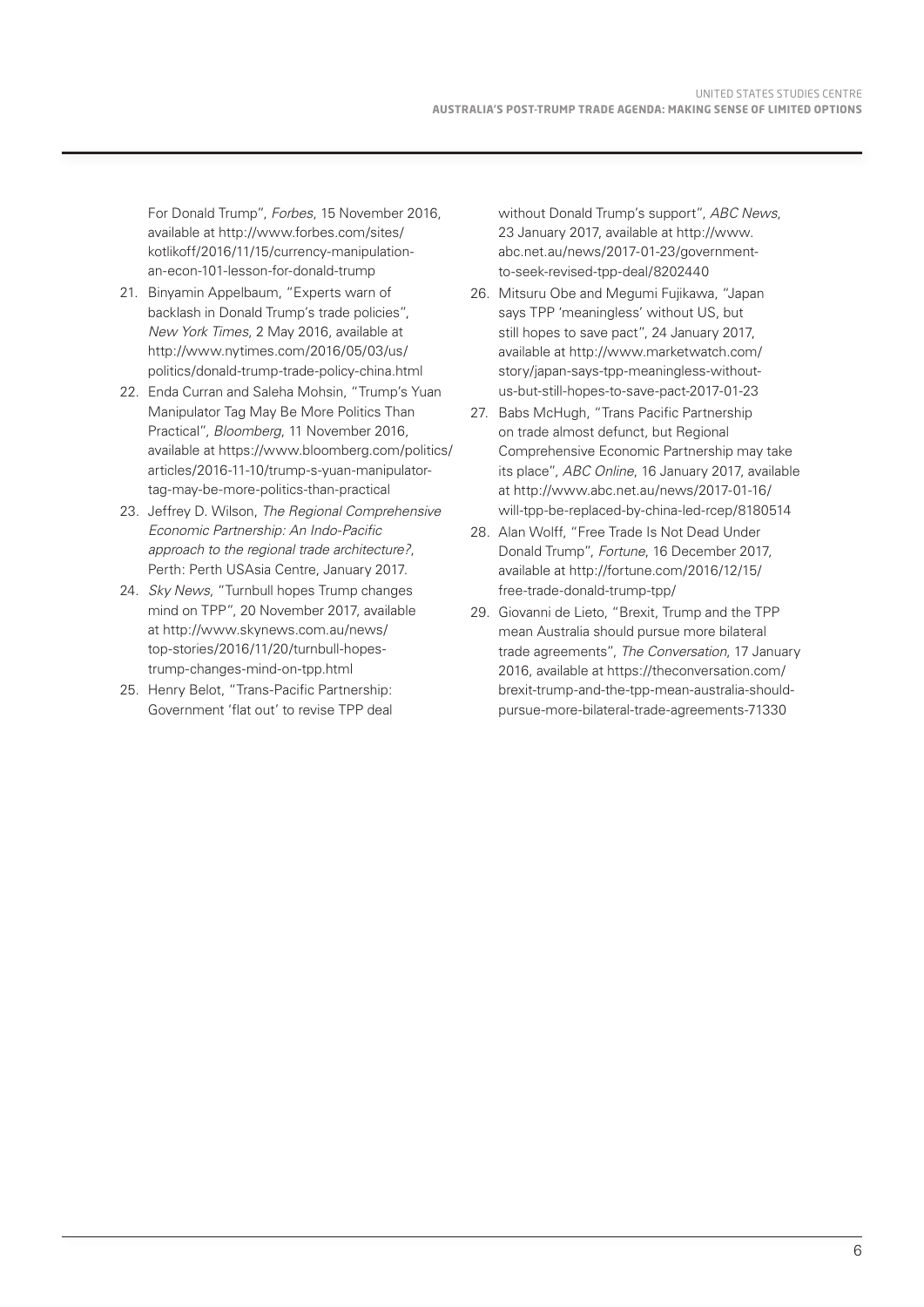For Donald Trump", *Forbes*, 15 November 2016, available at http://www.forbes.com/sites/kotlikoff/2016/11/15/currency-manipulation-an-econ-101-lesson-for-donald-trump

21. Binyamin Appelbaum, "Experts warn of backlash in Donald Trump's trade policies", *New York Times*, 2 May 2016, available at http://www.nytimes.com/2016/05/03/us/politics/donald-trump-trade-policy-china.html
22. Enda Curran and Saleha Mohsin, "Trump's Yuan Manipulator Tag May Be More Politics Than Practical", *Bloomberg*, 11 November 2016, available at https://www.bloomberg.com/politics/articles/2016-11-10/trump-s-yuan-manipulator-tag-may-be-more-politics-than-practical
23. Jeffrey D. Wilson, *The Regional Comprehensive Economic Partnership: An Indo-Pacific approach to the regional trade architecture?*, Perth: Perth USAsia Centre, January 2017.
24. *Sky News*, "Turnbull hopes Trump changes mind on TPP", 20 November 2017, available at http://www.skynews.com.au/news/top-stories/2016/11/20/turnbull-hopes-trump-changes-mind-on-tpp.html
25. Henry Belot, "Trans-Pacific Partnership: Government 'flat out' to revise TPP deal without Donald Trump's support", *ABC News*, 23 January 2017, available at http://www.abc.net.au/news/2017-01-23/government-to-seek-revised-tpp-deal/8202440
26. Mitsuru Obe and Megumi Fujikawa, "Japan says TPP 'meaningless' without US, but still hopes to save pact", 24 January 2017, available at http://www.marketwatch.com/story/japan-says-tpp-meaningless-without-us-but-still-hopes-to-save-pact-2017-01-23
27. Babs McHugh, "Trans Pacific Partnership on trade almost defunct, but Regional Comprehensive Economic Partnership may take its place", *ABC Online*, 16 January 2017, available at http://www.abc.net.au/news/2017-01-16/will-tpp-be-replaced-by-china-led-rcep/8180514
28. Alan Wolff, "Free Trade Is Not Dead Under Donald Trump", *Fortune*, 16 December 2017, available at http://fortune.com/2016/12/15/free-trade-donald-trump-tpp/
29. Giovanni de Lieto, "Brexit, Trump and the TPP mean Australia should pursue more bilateral trade agreements", *The Conversation*, 17 January 2016, available at https://theconversation.com/brexit-trump-and-the-tpp-mean-australia-should-pursue-more-bilateral-trade-agreements-71330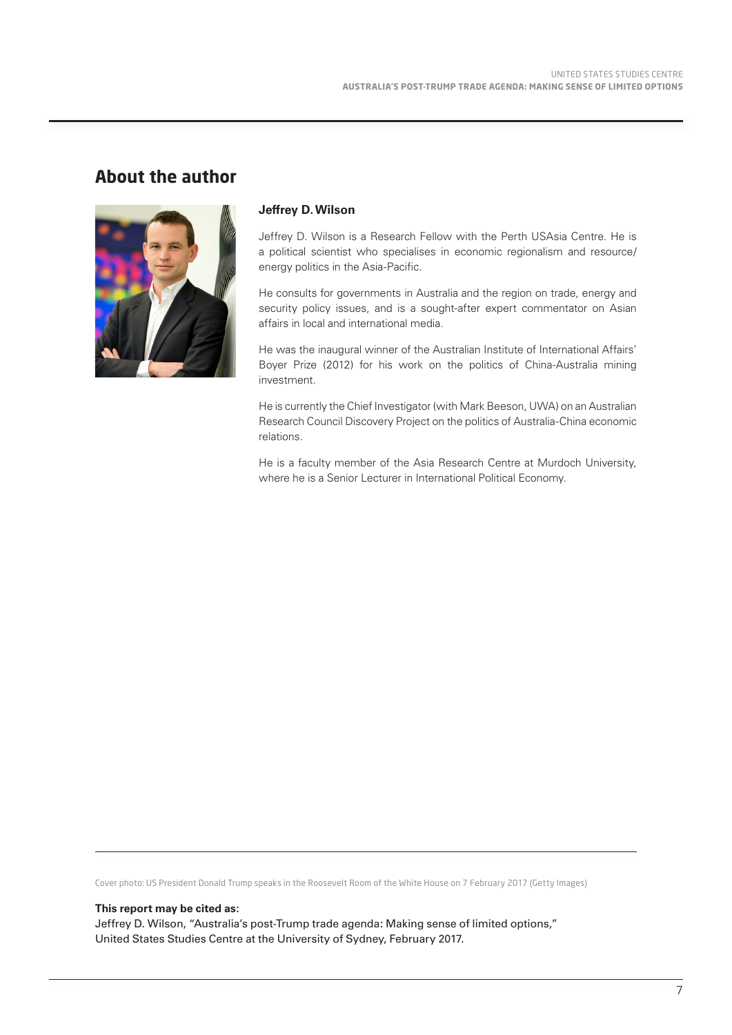## About the author

**Jeffrey D. Wilson**

Jeffrey D. Wilson is a Research Fellow with the Perth USAsia Centre. He is a political scientist who specialises in economic regionalism and resource/energy politics in the Asia-Pacific.

He consults for governments in Australia and the region on trade, energy and security policy issues, and is a sought-after expert commentator on Asian affairs in local and international media.

He was the inaugural winner of the Australian Institute of International Affairs' Boyer Prize (2012) for his work on the politics of China-Australia mining investment.

He is currently the Chief Investigator (with Mark Beeson, UWA) on an Australian Research Council Discovery Project on the politics of Australia-China economic relations.

He is a faculty member of the Asia Research Centre at Murdoch University, where he is a Senior Lecturer in International Political Economy.

---

Cover photo: US President Donald Trump speaks in the Roosevelt Room of the White House on 7 February 2017 (Getty Images)

**This report may be cited as:**
Jeffrey D. Wilson, "Australia's post-Trump trade agenda: Making sense of limited options," United States Studies Centre at the University of Sydney, February 2017.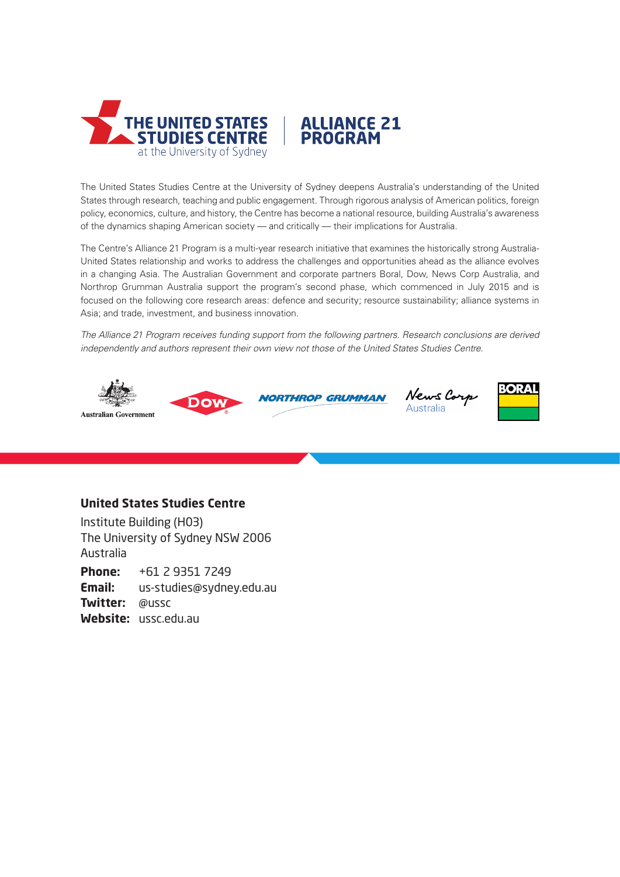THE UNITED STATES STUDIES CENTRE
at the University of Sydney

ALLIANCE 21 PROGRAM

The United States Studies Centre at the University of Sydney deepens Australia's understanding of the United States through research, teaching and public engagement. Through rigorous analysis of American politics, foreign policy, economics, culture, and history, the Centre has become a national resource, building Australia's awareness of the dynamics shaping American society — and critically — their implications for Australia.

The Centre's Alliance 21 Program is a multi-year research initiative that examines the historically strong Australia-United States relationship and works to address the challenges and opportunities ahead as the alliance evolves in a changing Asia. The Australian Government and corporate partners Boral, Dow, News Corp Australia, and Northrop Grumman Australia support the program's second phase, which commenced in July 2015 and is focused on the following core research areas: defence and security; resource sustainability; alliance systems in Asia; and trade, investment, and business innovation.

*The Alliance 21 Program receives funding support from the following partners. Research conclusions are derived independently and authors represent their own view not those of the United States Studies Centre.*

Australian Government | DOW | NORTHROP GRUMMAN | News Corp Australia | BORAL

**United States Studies Centre**

Institute Building (H03)
The University of Sydney NSW 2006
Australia

**Phone:** +61 2 9351 7249
**Email:** us-studies@sydney.edu.au
**Twitter:** @ussc
**Website:** ussc.edu.au